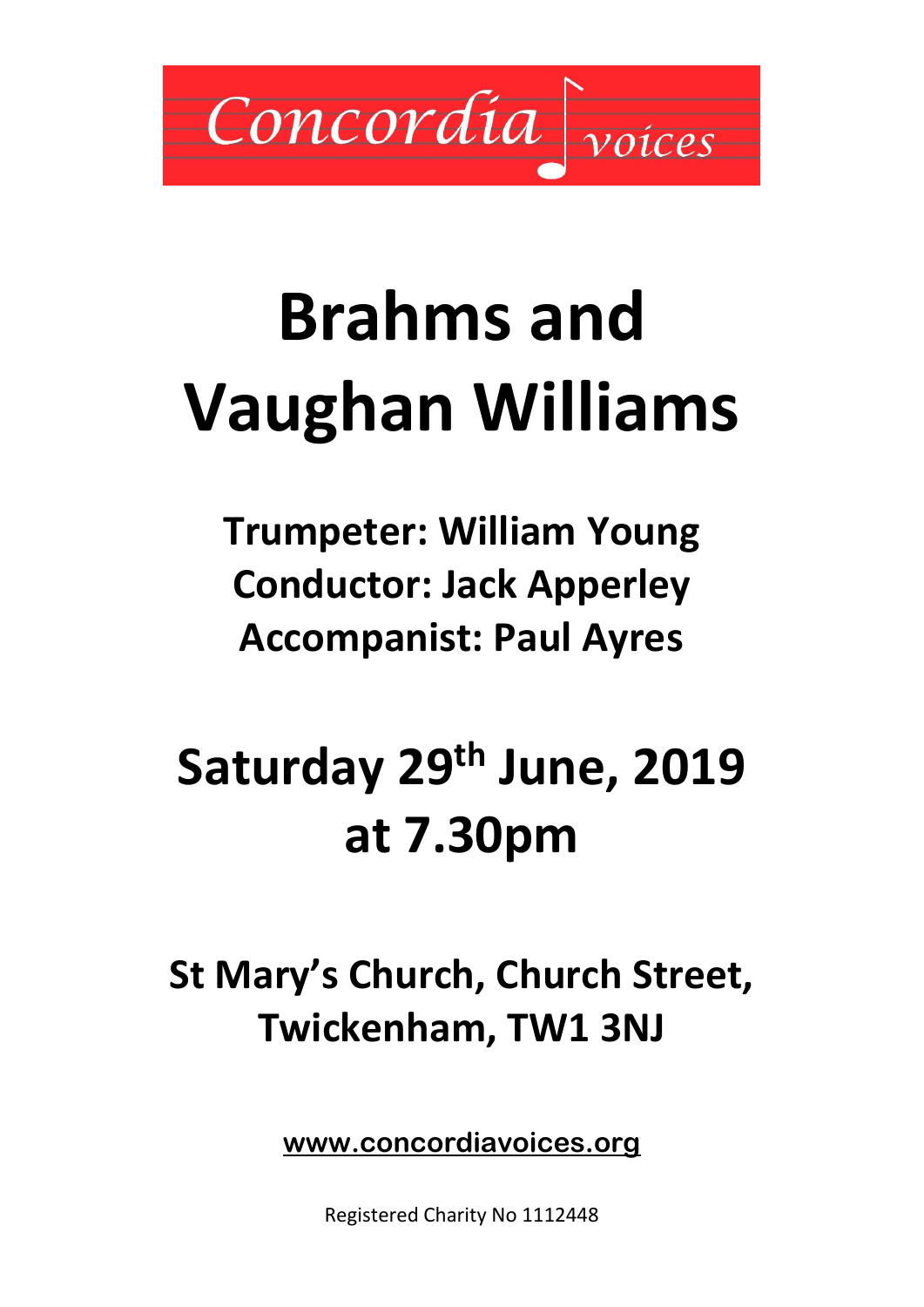Concordia voices

# Brahms and Vaughan Williams

**Trumpeter: William Young**
**Conductor: Jack Apperley**
**Accompanist: Paul Ayres**

## Saturday 29th June, 2019 at 7.30pm

## St Mary's Church, Church Street, Twickenham, TW1 3NJ

**www.concordiavoices.org**

Registered Charity No 1112448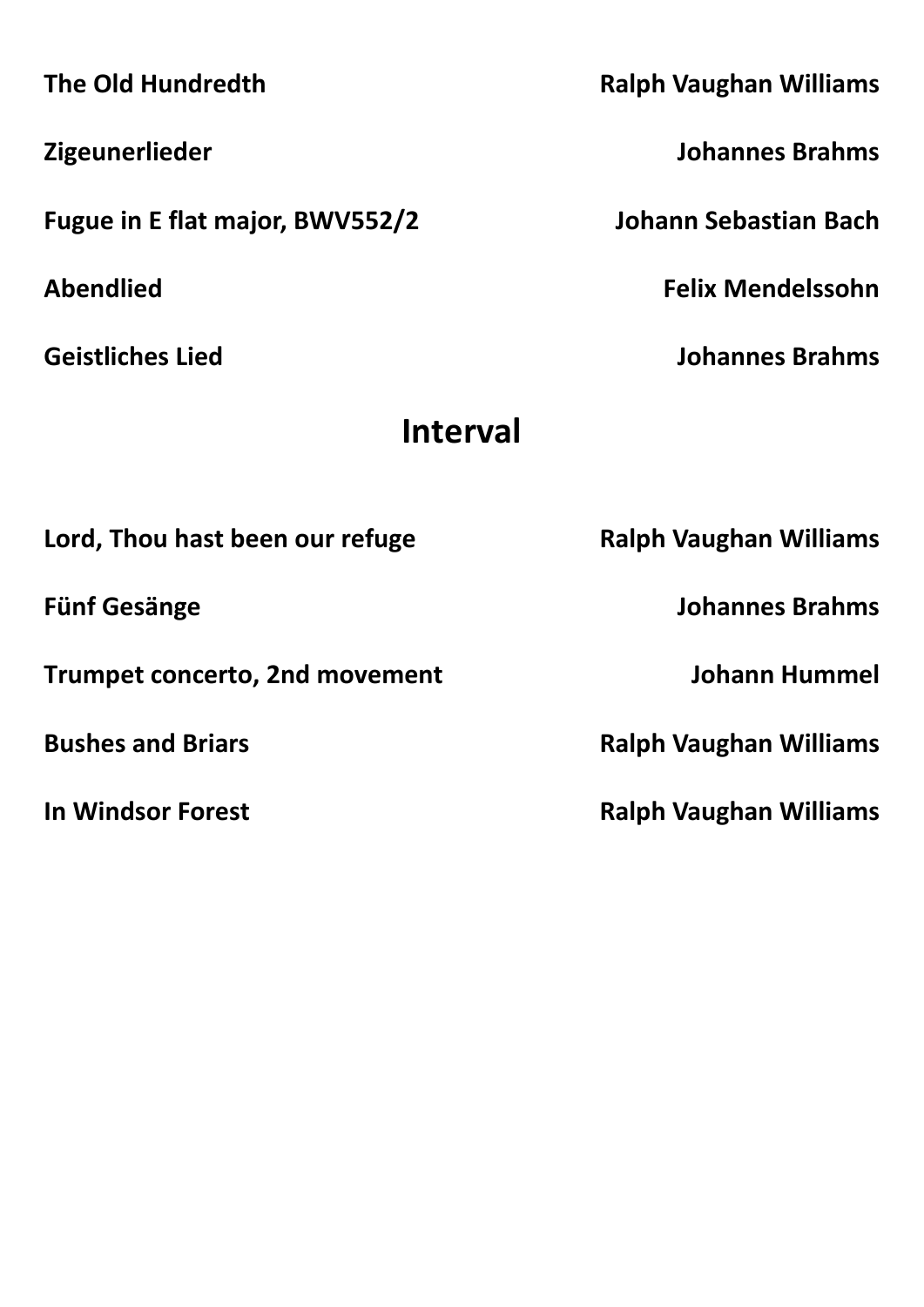**The Old Hundredth** — **Ralph Vaughan Williams**

**Zigeunerlieder** — **Johannes Brahms**

**Fugue in E flat major, BWV552/2** — **Johann Sebastian Bach**

**Abendlied** — **Felix Mendelssohn**

**Geistliches Lied** — **Johannes Brahms**

## Interval

**Lord, Thou hast been our refuge** — **Ralph Vaughan Williams**

**Fünf Gesänge** — **Johannes Brahms**

**Trumpet concerto, 2nd movement** — **Johann Hummel**

**Bushes and Briars** — **Ralph Vaughan Williams**

**In Windsor Forest** — **Ralph Vaughan Williams**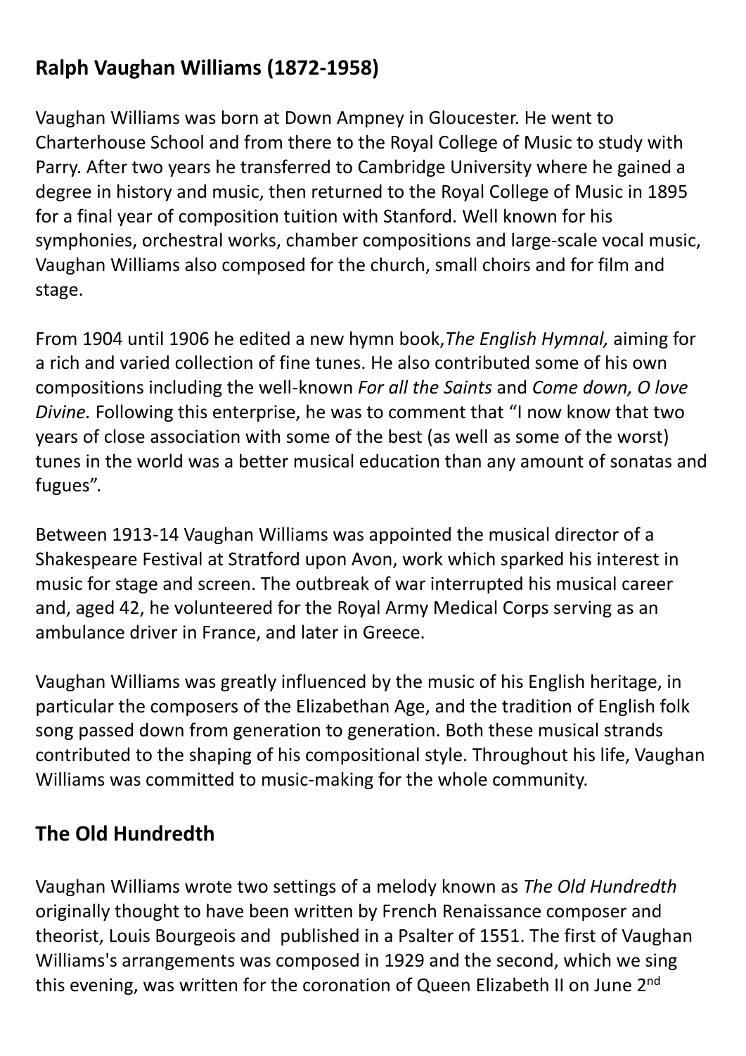## Ralph Vaughan Williams (1872-1958)

Vaughan Williams was born at Down Ampney in Gloucester. He went to Charterhouse School and from there to the Royal College of Music to study with Parry. After two years he transferred to Cambridge University where he gained a degree in history and music, then returned to the Royal College of Music in 1895 for a final year of composition tuition with Stanford. Well known for his symphonies, orchestral works, chamber compositions and large-scale vocal music, Vaughan Williams also composed for the church, small choirs and for film and stage.

From 1904 until 1906 he edited a new hymn book, *The English Hymnal,* aiming for a rich and varied collection of fine tunes. He also contributed some of his own compositions including the well-known *For all the Saints* and *Come down, O love Divine.* Following this enterprise, he was to comment that "I now know that two years of close association with some of the best (as well as some of the worst) tunes in the world was a better musical education than any amount of sonatas and fugues".

Between 1913-14 Vaughan Williams was appointed the musical director of a Shakespeare Festival at Stratford upon Avon, work which sparked his interest in music for stage and screen. The outbreak of war interrupted his musical career and, aged 42, he volunteered for the Royal Army Medical Corps serving as an ambulance driver in France, and later in Greece.

Vaughan Williams was greatly influenced by the music of his English heritage, in particular the composers of the Elizabethan Age, and the tradition of English folk song passed down from generation to generation. Both these musical strands contributed to the shaping of his compositional style. Throughout his life, Vaughan Williams was committed to music-making for the whole community.

## The Old Hundredth

Vaughan Williams wrote two settings of a melody known as *The Old Hundredth* originally thought to have been written by French Renaissance composer and theorist, Louis Bourgeois and published in a Psalter of 1551. The first of Vaughan Williams's arrangements was composed in 1929 and the second, which we sing this evening, was written for the coronation of Queen Elizabeth II on June 2nd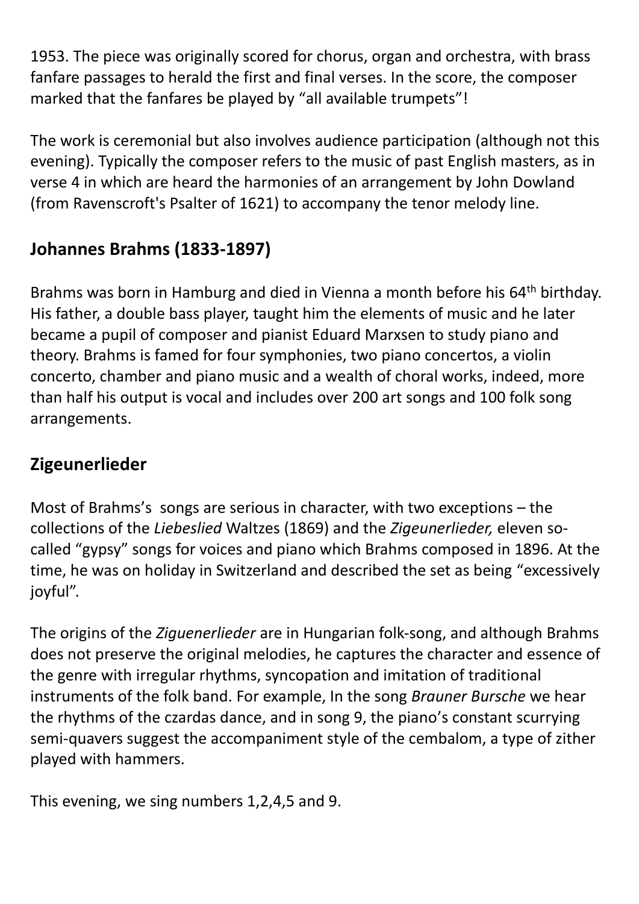1953. The piece was originally scored for chorus, organ and orchestra, with brass fanfare passages to herald the first and final verses. In the score, the composer marked that the fanfares be played by "all available trumpets"!

The work is ceremonial but also involves audience participation (although not this evening). Typically the composer refers to the music of past English masters, as in verse 4 in which are heard the harmonies of an arrangement by John Dowland (from Ravenscroft's Psalter of 1621) to accompany the tenor melody line.

## Johannes Brahms (1833-1897)

Brahms was born in Hamburg and died in Vienna a month before his 64th birthday. His father, a double bass player, taught him the elements of music and he later became a pupil of composer and pianist Eduard Marxsen to study piano and theory. Brahms is famed for four symphonies, two piano concertos, a violin concerto, chamber and piano music and a wealth of choral works, indeed, more than half his output is vocal and includes over 200 art songs and 100 folk song arrangements.

## Zigeunerlieder

Most of Brahms's songs are serious in character, with two exceptions – the collections of the *Liebeslied* Waltzes (1869) and the *Zigeunerlieder,* eleven so-called "gypsy" songs for voices and piano which Brahms composed in 1896. At the time, he was on holiday in Switzerland and described the set as being "excessively joyful".

The origins of the *Ziguenerlieder* are in Hungarian folk-song, and although Brahms does not preserve the original melodies, he captures the character and essence of the genre with irregular rhythms, syncopation and imitation of traditional instruments of the folk band. For example, In the song *Brauner Bursche* we hear the rhythms of the czardas dance, and in song 9, the piano's constant scurrying semi-quavers suggest the accompaniment style of the cembalom, a type of zither played with hammers.

This evening, we sing numbers 1,2,4,5 and 9.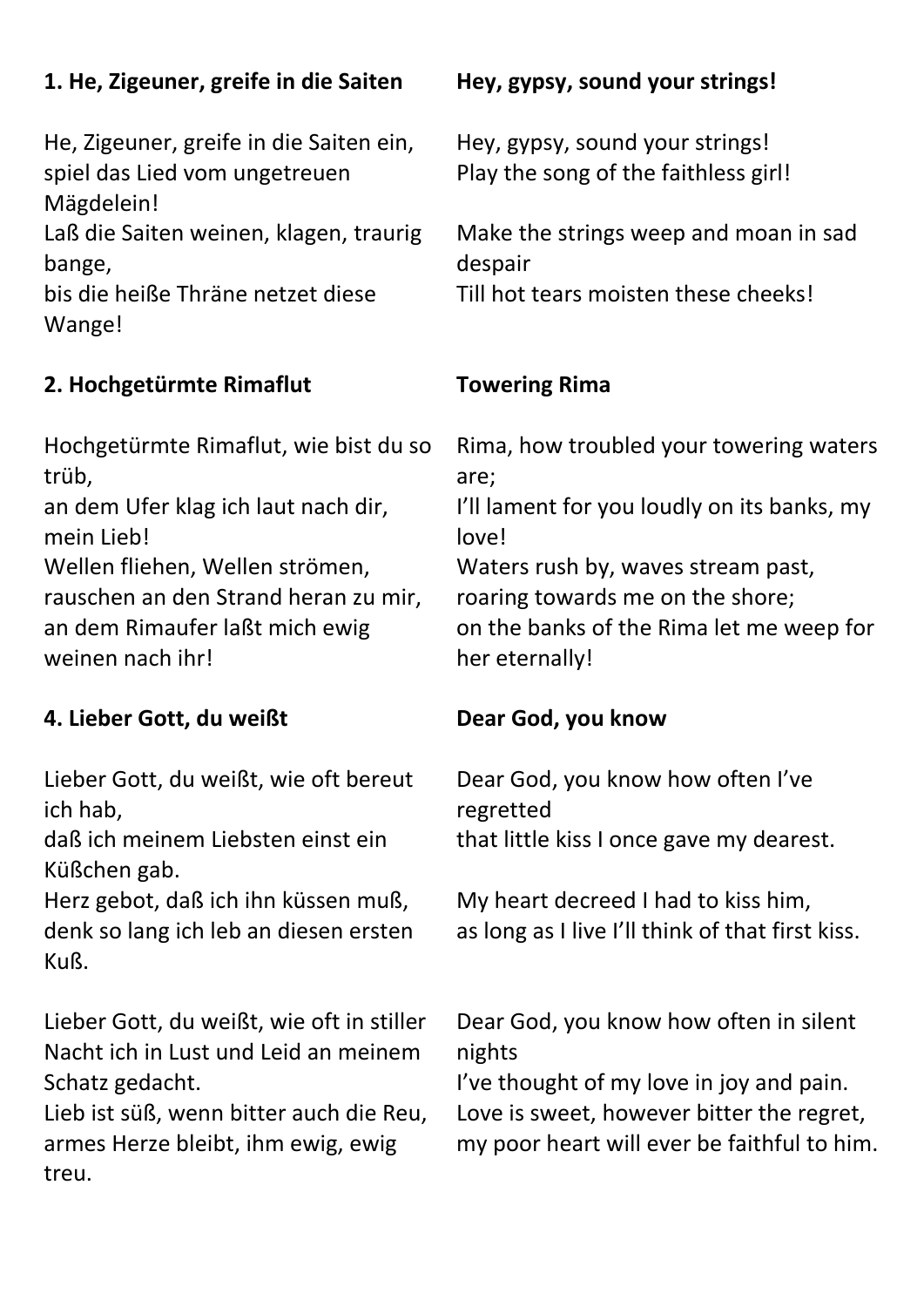**1. He, Zigeuner, greife in die Saiten**

He, Zigeuner, greife in die Saiten ein,
spiel das Lied vom ungetreuen Mägdelein!
Laß die Saiten weinen, klagen, traurig bange,
bis die heiße Thräne netzet diese Wange!

**Hey, gypsy, sound your strings!**

Hey, gypsy, sound your strings!
Play the song of the faithless girl!

Make the strings weep and moan in sad despair
Till hot tears moisten these cheeks!

**2. Hochgetürmte Rimaflut**

Hochgetürmte Rimaflut, wie bist du so trüb,
an dem Ufer klag ich laut nach dir, mein Lieb!
Wellen fliehen, Wellen strömen,
rauschen an den Strand heran zu mir,
an dem Rimaufer laßt mich ewig weinen nach ihr!

**Towering Rima**

Rima, how troubled your towering waters are;
I'll lament for you loudly on its banks, my love!
Waters rush by, waves stream past,
roaring towards me on the shore;
on the banks of the Rima let me weep for her eternally!

**4. Lieber Gott, du weißt**

Lieber Gott, du weißt, wie oft bereut ich hab,
daß ich meinem Liebsten einst ein Küßchen gab.
Herz gebot, daß ich ihn küssen muß,
denk so lang ich leb an diesen ersten Kuß.

Lieber Gott, du weißt, wie oft in stiller Nacht ich in Lust und Leid an meinem Schatz gedacht.
Lieb ist süß, wenn bitter auch die Reu,
armes Herze bleibt, ihm ewig, ewig treu.

**Dear God, you know**

Dear God, you know how often I've regretted
that little kiss I once gave my dearest.

My heart decreed I had to kiss him,
as long as I live I'll think of that first kiss.

Dear God, you know how often in silent nights
I've thought of my love in joy and pain.
Love is sweet, however bitter the regret,
my poor heart will ever be faithful to him.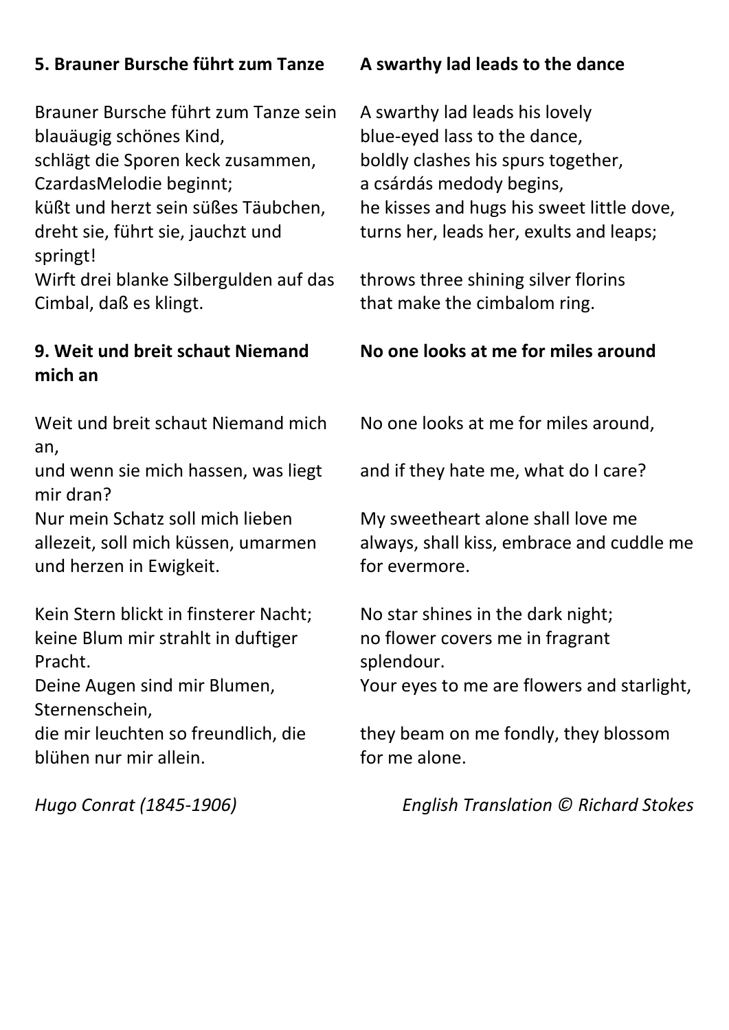### 5. Brauner Bursche führt zum Tanze

Brauner Bursche führt zum Tanze sein blauäugig schönes Kind,
schlägt die Sporen keck zusammen, CzardasMelodie beginnt;
küßt und herzt sein süßes Täubchen, dreht sie, führt sie, jauchzt und springt!
Wirft drei blanke Silbergulden auf das Cimbal, daß es klingt.

### A swarthy lad leads to the dance

A swarthy lad leads his lovely
blue-eyed lass to the dance,
boldly clashes his spurs together,
a csárdás medody begins,
he kisses and hugs his sweet little dove,
turns her, leads her, exults and leaps;

throws three shining silver florins
that make the cimbalom ring.

### 9. Weit und breit schaut Niemand mich an

Weit und breit schaut Niemand mich an,
und wenn sie mich hassen, was liegt mir dran?
Nur mein Schatz soll mich lieben allezeit, soll mich küssen, umarmen und herzen in Ewigkeit.

Kein Stern blickt in finsterer Nacht;
keine Blum mir strahlt in duftiger Pracht.
Deine Augen sind mir Blumen, Sternenschein,
die mir leuchten so freundlich, die blühen nur mir allein.

### No one looks at me for miles around

No one looks at me for miles around,

and if they hate me, what do I care?

My sweetheart alone shall love me always, shall kiss, embrace and cuddle me for evermore.

No star shines in the dark night;
no flower covers me in fragrant splendour.
Your eyes to me are flowers and starlight,

they beam on me fondly, they blossom for me alone.

*Hugo Conrat (1845-1906)*

*English Translation © Richard Stokes*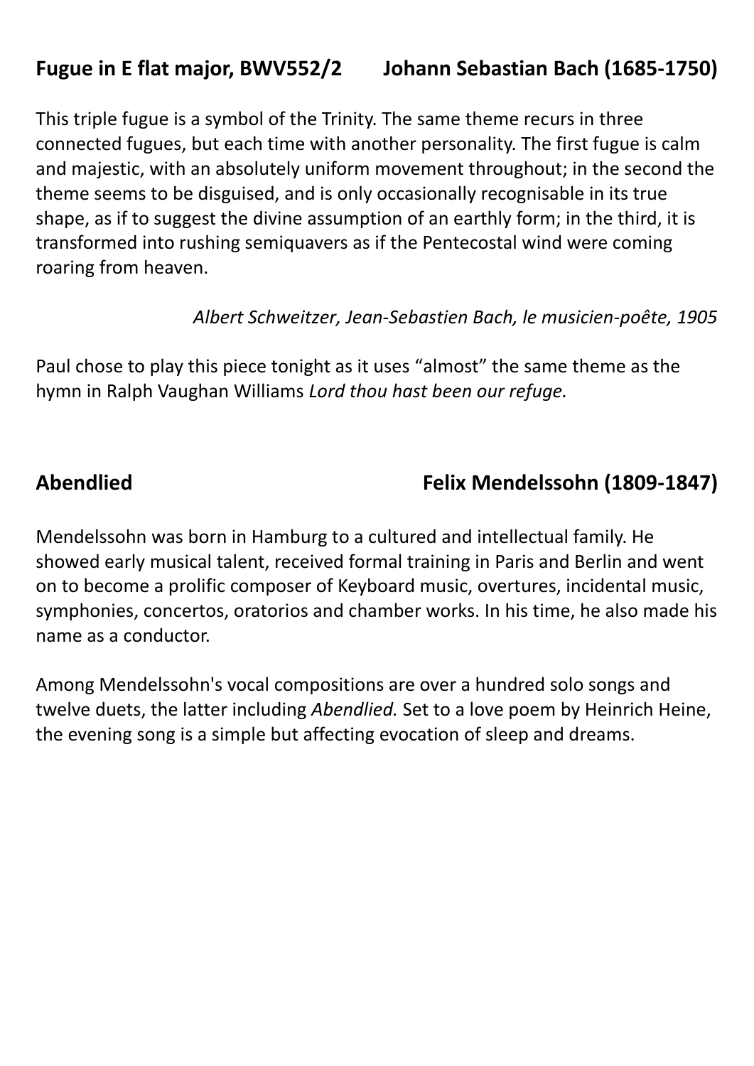## **Fugue in E flat major, BWV552/2 Johann Sebastian Bach (1685-1750)**

This triple fugue is a symbol of the Trinity. The same theme recurs in three connected fugues, but each time with another personality. The first fugue is calm and majestic, with an absolutely uniform movement throughout; in the second the theme seems to be disguised, and is only occasionally recognisable in its true shape, as if to suggest the divine assumption of an earthly form; in the third, it is transformed into rushing semiquavers as if the Pentecostal wind were coming roaring from heaven.

*Albert Schweitzer, Jean-Sebastien Bach, le musicien-poête, 1905*

Paul chose to play this piece tonight as it uses "almost" the same theme as the hymn in Ralph Vaughan Williams *Lord thou hast been our refuge.*

## **Abendlied Felix Mendelssohn (1809-1847)**

Mendelssohn was born in Hamburg to a cultured and intellectual family. He showed early musical talent, received formal training in Paris and Berlin and went on to become a prolific composer of Keyboard music, overtures, incidental music, symphonies, concertos, oratorios and chamber works. In his time, he also made his name as a conductor.

Among Mendelssohn's vocal compositions are over a hundred solo songs and twelve duets, the latter including *Abendlied.* Set to a love poem by Heinrich Heine, the evening song is a simple but affecting evocation of sleep and dreams.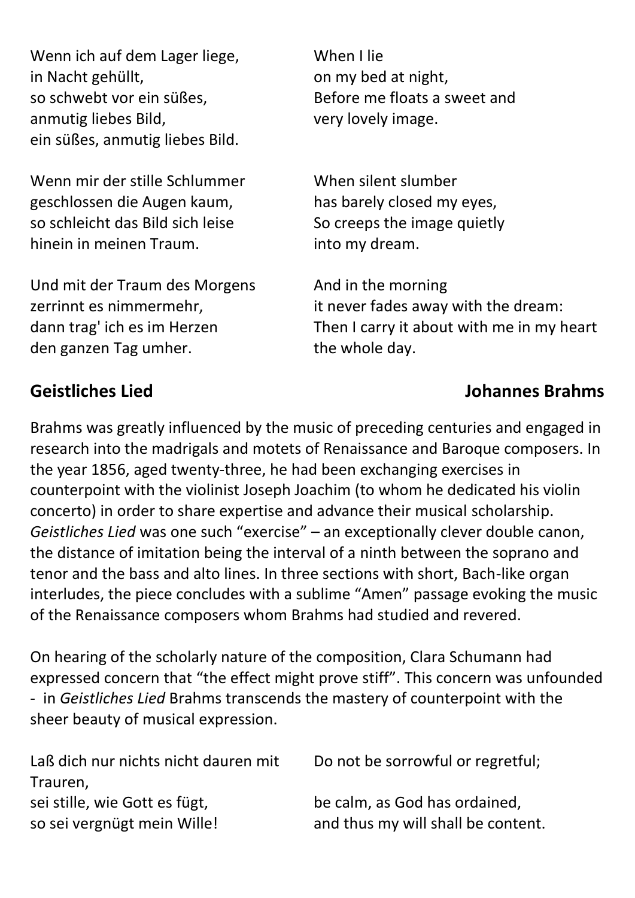| | |
|---|---|
| Wenn ich auf dem Lager liege,<br>in Nacht gehüllt,<br>so schwebt vor ein süßes,<br>anmutig liebes Bild,<br>ein süßes, anmutig liebes Bild. | When I lie<br>on my bed at night,<br>Before me floats a sweet and<br>very lovely image. |
| Wenn mir der stille Schlummer<br>geschlossen die Augen kaum,<br>so schleicht das Bild sich leise<br>hinein in meinen Traum. | When silent slumber<br>has barely closed my eyes,<br>So creeps the image quietly<br>into my dream. |
| Und mit der Traum des Morgens<br>zerrinnt es nimmermehr,<br>dann trag' ich es im Herzen<br>den ganzen Tag umher. | And in the morning<br>it never fades away with the dream:<br>Then I carry it about with me in my heart<br>the whole day. |

## Geistliches Lied — Johannes Brahms

Brahms was greatly influenced by the music of preceding centuries and engaged in research into the madrigals and motets of Renaissance and Baroque composers. In the year 1856, aged twenty-three, he had been exchanging exercises in counterpoint with the violinist Joseph Joachim (to whom he dedicated his violin concerto) in order to share expertise and advance their musical scholarship. *Geistliches Lied* was one such "exercise" – an exceptionally clever double canon, the distance of imitation being the interval of a ninth between the soprano and tenor and the bass and alto lines. In three sections with short, Bach-like organ interludes, the piece concludes with a sublime "Amen" passage evoking the music of the Renaissance composers whom Brahms had studied and revered.

On hearing of the scholarly nature of the composition, Clara Schumann had expressed concern that "the effect might prove stiff". This concern was unfounded - in *Geistliches Lied* Brahms transcends the mastery of counterpoint with the sheer beauty of musical expression.

| | |
|---|---|
| Laß dich nur nichts nicht dauren mit Trauren, | Do not be sorrowful or regretful; |
| sei stille, wie Gott es fügt, | be calm, as God has ordained, |
| so sei vergnügt mein Wille! | and thus my will shall be content. |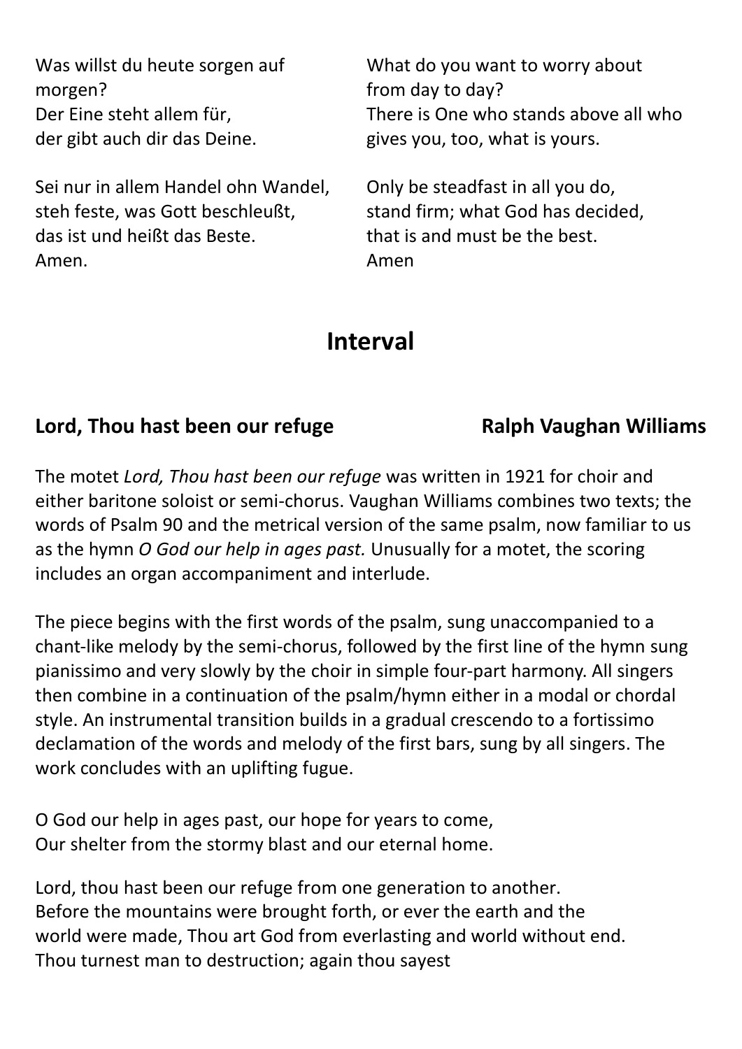Was willst du heute sorgen auf morgen?
Der Eine steht allem für,
der gibt auch dir das Deine.

What do you want to worry about from day to day?
There is One who stands above all who gives you, too, what is yours.

Sei nur in allem Handel ohn Wandel,
steh feste, was Gott beschleußt,
das ist und heißt das Beste.
Amen.

Only be steadfast in all you do,
stand firm; what God has decided,
that is and must be the best.
Amen

## Interval

### Lord, Thou hast been our refuge — Ralph Vaughan Williams

The motet *Lord, Thou hast been our refuge* was written in 1921 for choir and either baritone soloist or semi-chorus. Vaughan Williams combines two texts; the words of Psalm 90 and the metrical version of the same psalm, now familiar to us as the hymn *O God our help in ages past.* Unusually for a motet, the scoring includes an organ accompaniment and interlude.

The piece begins with the first words of the psalm, sung unaccompanied to a chant-like melody by the semi-chorus, followed by the first line of the hymn sung pianissimo and very slowly by the choir in simple four-part harmony. All singers then combine in a continuation of the psalm/hymn either in a modal or chordal style. An instrumental transition builds in a gradual crescendo to a fortissimo declamation of the words and melody of the first bars, sung by all singers. The work concludes with an uplifting fugue.

O God our help in ages past, our hope for years to come,
Our shelter from the stormy blast and our eternal home.

Lord, thou hast been our refuge from one generation to another.
Before the mountains were brought forth, or ever the earth and the world were made, Thou art God from everlasting and world without end.
Thou turnest man to destruction; again thou sayest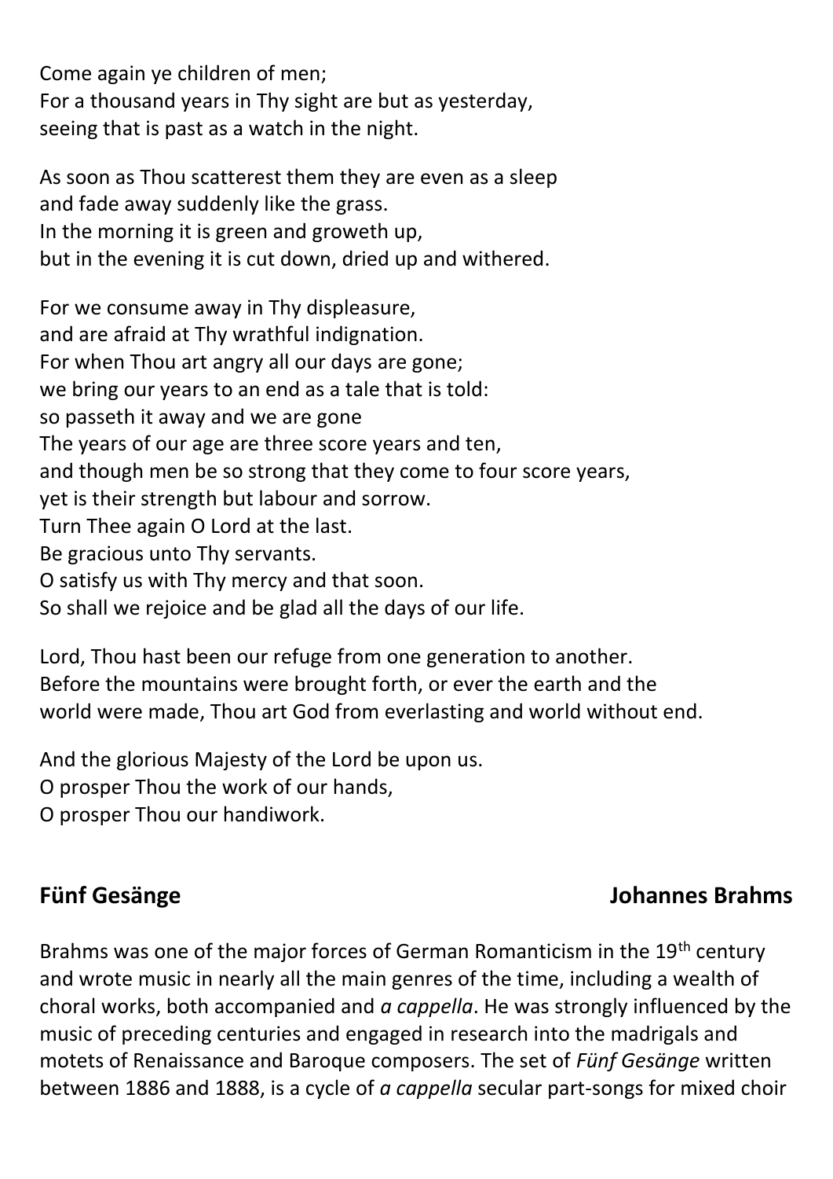Come again ye children of men;
For a thousand years in Thy sight are but as yesterday,
seeing that is past as a watch in the night.

As soon as Thou scatterest them they are even as a sleep
and fade away suddenly like the grass.
In the morning it is green and groweth up,
but in the evening it is cut down, dried up and withered.

For we consume away in Thy displeasure,
and are afraid at Thy wrathful indignation.
For when Thou art angry all our days are gone;
we bring our years to an end as a tale that is told:
so passeth it away and we are gone
The years of our age are three score years and ten,
and though men be so strong that they come to four score years,
yet is their strength but labour and sorrow.
Turn Thee again O Lord at the last.
Be gracious unto Thy servants.
O satisfy us with Thy mercy and that soon.
So shall we rejoice and be glad all the days of our life.

Lord, Thou hast been our refuge from one generation to another.
Before the mountains were brought forth, or ever the earth and the
world were made, Thou art God from everlasting and world without end.

And the glorious Majesty of the Lord be upon us.
O prosper Thou the work of our hands,
O prosper Thou our handiwork.

## Fünf Gesänge — Johannes Brahms

Brahms was one of the major forces of German Romanticism in the 19th century and wrote music in nearly all the main genres of the time, including a wealth of choral works, both accompanied and *a cappella*. He was strongly influenced by the music of preceding centuries and engaged in research into the madrigals and motets of Renaissance and Baroque composers. The set of *Fünf Gesänge* written between 1886 and 1888, is a cycle of *a cappella* secular part-songs for mixed choir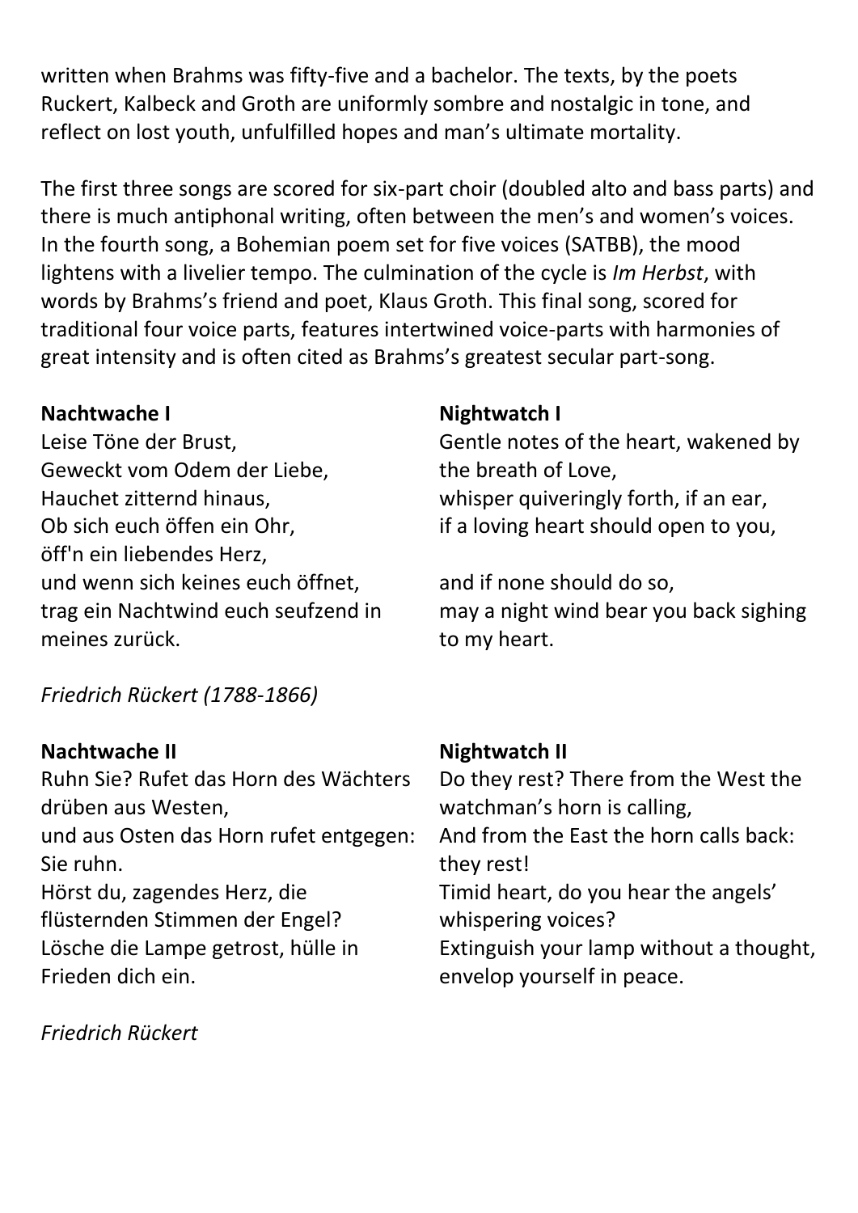written when Brahms was fifty-five and a bachelor. The texts, by the poets Ruckert, Kalbeck and Groth are uniformly sombre and nostalgic in tone, and reflect on lost youth, unfulfilled hopes and man's ultimate mortality.

The first three songs are scored for six-part choir (doubled alto and bass parts) and there is much antiphonal writing, often between the men's and women's voices. In the fourth song, a Bohemian poem set for five voices (SATBB), the mood lightens with a livelier tempo. The culmination of the cycle is *Im Herbst*, with words by Brahms's friend and poet, Klaus Groth. This final song, scored for traditional four voice parts, features intertwined voice-parts with harmonies of great intensity and is often cited as Brahms's greatest secular part-song.

**Nachtwache I**

Leise Töne der Brust,
Geweckt vom Odem der Liebe,
Hauchet zitternd hinaus,
Ob sich euch öffen ein Ohr,
öff'n ein liebendes Herz,
und wenn sich keines euch öffnet,
trag ein Nachtwind euch seufzend in meines zurück.

**Nightwatch I**

Gentle notes of the heart, wakened by the breath of Love,
whisper quiveringly forth, if an ear,
if a loving heart should open to you,

and if none should do so,
may a night wind bear you back sighing to my heart.

*Friedrich Rückert (1788-1866)*

**Nachtwache II**

Ruhn Sie? Rufet das Horn des Wächters drüben aus Westen,
und aus Osten das Horn rufet entgegen: Sie ruhn.
Hörst du, zagendes Herz, die flüsternden Stimmen der Engel?
Lösche die Lampe getrost, hülle in Frieden dich ein.

**Nightwatch II**

Do they rest? There from the West the watchman's horn is calling,
And from the East the horn calls back: they rest!
Timid heart, do you hear the angels' whispering voices?
Extinguish your lamp without a thought, envelop yourself in peace.

*Friedrich Rückert*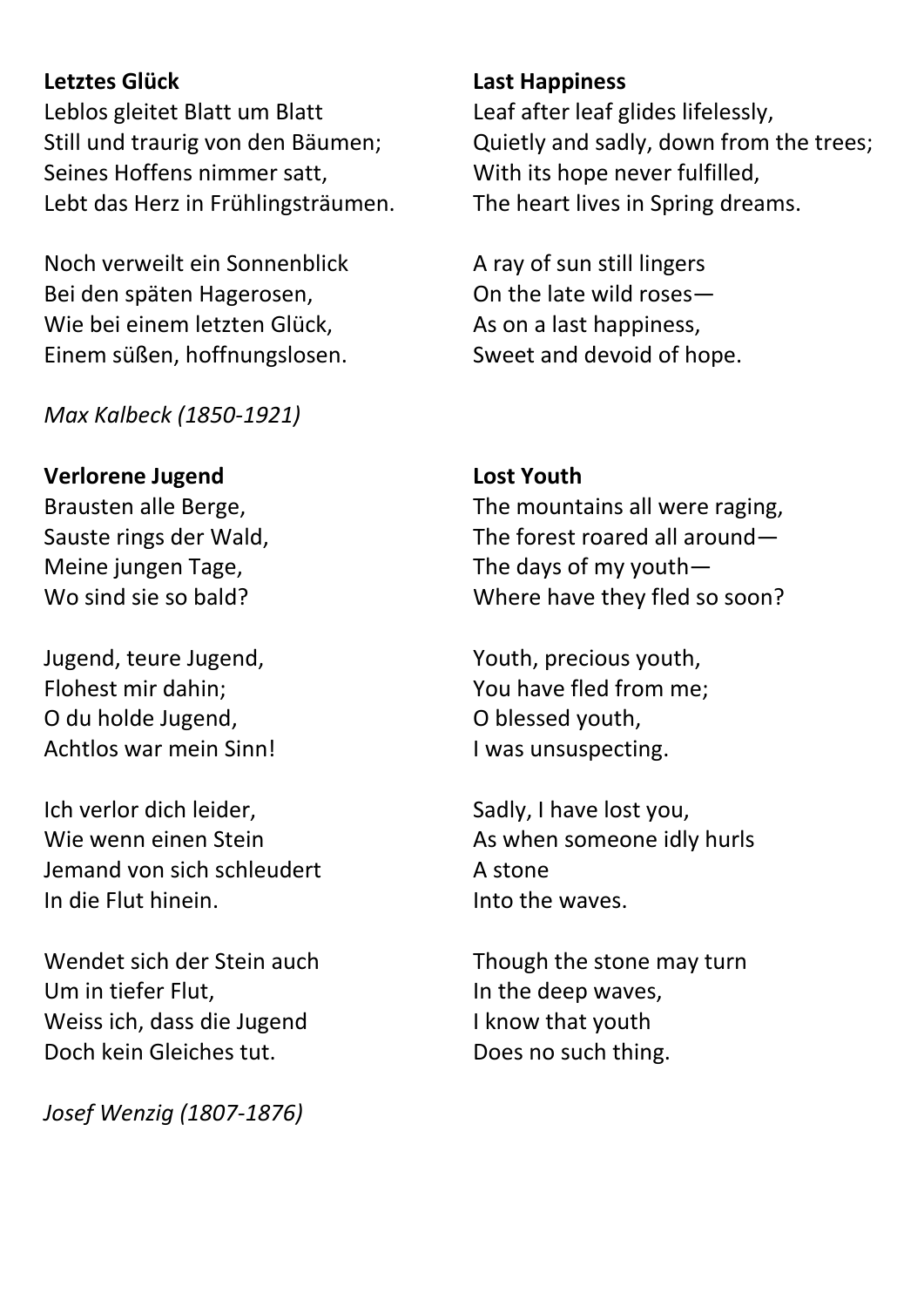**Letztes Glück**
Leblos gleitet Blatt um Blatt
Still und traurig von den Bäumen;
Seines Hoffens nimmer satt,
Lebt das Herz in Frühlingsträumen.

Noch verweilt ein Sonnenblick
Bei den späten Hagerosen,
Wie bei einem letzten Glück,
Einem süßen, hoffnungslosen.

*Max Kalbeck (1850-1921)*

**Last Happiness**
Leaf after leaf glides lifelessly,
Quietly and sadly, down from the trees;
With its hope never fulfilled,
The heart lives in Spring dreams.

A ray of sun still lingers
On the late wild roses—
As on a last happiness,
Sweet and devoid of hope.

**Verlorene Jugend**
Brausten alle Berge,
Sauste rings der Wald,
Meine jungen Tage,
Wo sind sie so bald?

Jugend, teure Jugend,
Flohest mir dahin;
O du holde Jugend,
Achtlos war mein Sinn!

Ich verlor dich leider,
Wie wenn einen Stein
Jemand von sich schleudert
In die Flut hinein.

Wendet sich der Stein auch
Um in tiefer Flut,
Weiss ich, dass die Jugend
Doch kein Gleiches tut.

*Josef Wenzig (1807-1876)*

**Lost Youth**
The mountains all were raging,
The forest roared all around—
The days of my youth—
Where have they fled so soon?

Youth, precious youth,
You have fled from me;
O blessed youth,
I was unsuspecting.

Sadly, I have lost you,
As when someone idly hurls
A stone
Into the waves.

Though the stone may turn
In the deep waves,
I know that youth
Does no such thing.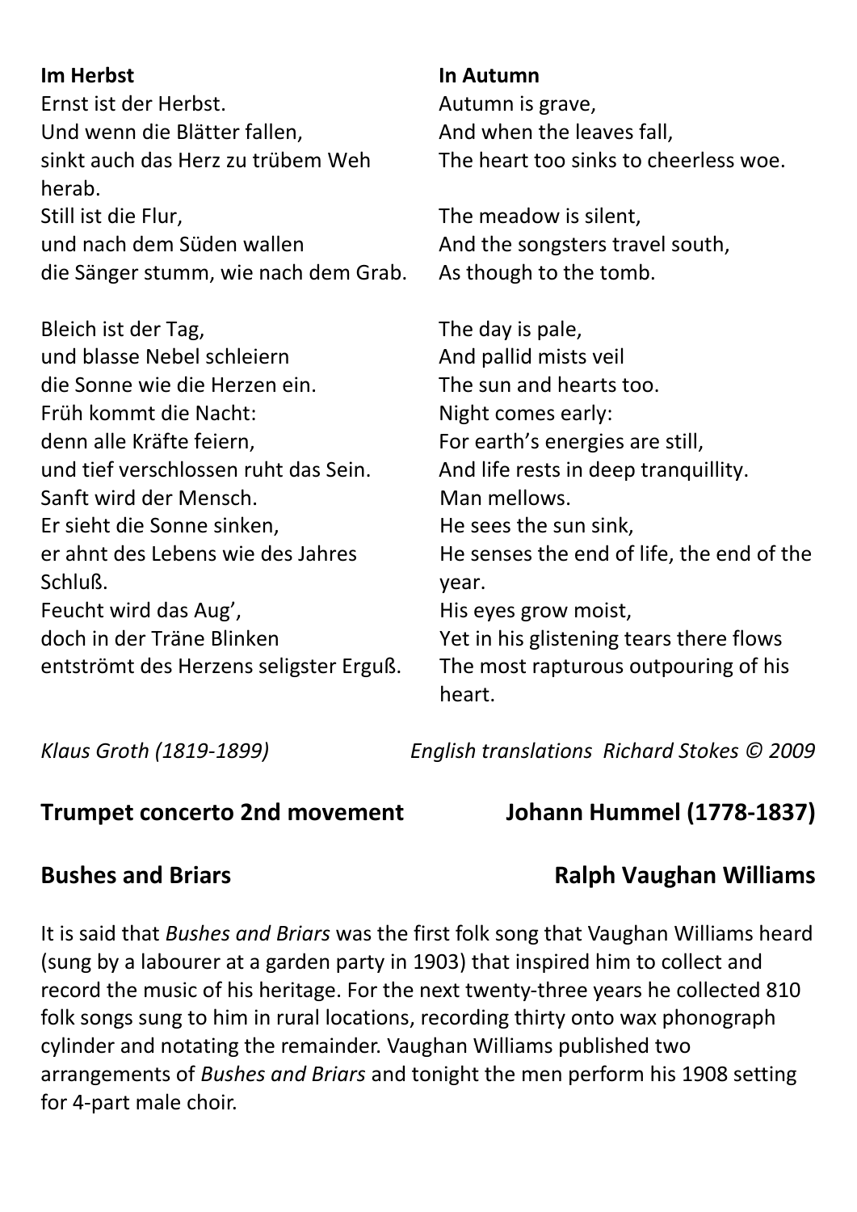**Im Herbst**

Ernst ist der Herbst.
Und wenn die Blätter fallen,
sinkt auch das Herz zu trübem Weh herab.
Still ist die Flur,
und nach dem Süden wallen
die Sänger stumm, wie nach dem Grab.

Bleich ist der Tag,
und blasse Nebel schleiern
die Sonne wie die Herzen ein.
Früh kommt die Nacht:
denn alle Kräfte feiern,
und tief verschlossen ruht das Sein.
Sanft wird der Mensch.
Er sieht die Sonne sinken,
er ahnt des Lebens wie des Jahres Schluß.
Feucht wird das Aug',
doch in der Träne Blinken
entströmt des Herzens seligster Erguß.

**In Autumn**

Autumn is grave,
And when the leaves fall,
The heart too sinks to cheerless woe.

The meadow is silent,
And the songsters travel south,
As though to the tomb.

The day is pale,
And pallid mists veil
The sun and hearts too.
Night comes early:
For earth's energies are still,
And life rests in deep tranquillity.
Man mellows.
He sees the sun sink,
He senses the end of life, the end of the year.
His eyes grow moist,
Yet in his glistening tears there flows
The most rapturous outpouring of his heart.

*Klaus Groth (1819-1899)*

*English translations Richard Stokes © 2009*

## Trumpet concerto 2nd movement — Johann Hummel (1778-1837)

## Bushes and Briars — Ralph Vaughan Williams

It is said that *Bushes and Briars* was the first folk song that Vaughan Williams heard (sung by a labourer at a garden party in 1903) that inspired him to collect and record the music of his heritage. For the next twenty-three years he collected 810 folk songs sung to him in rural locations, recording thirty onto wax phonograph cylinder and notating the remainder. Vaughan Williams published two arrangements of *Bushes and Briars* and tonight the men perform his 1908 setting for 4-part male choir.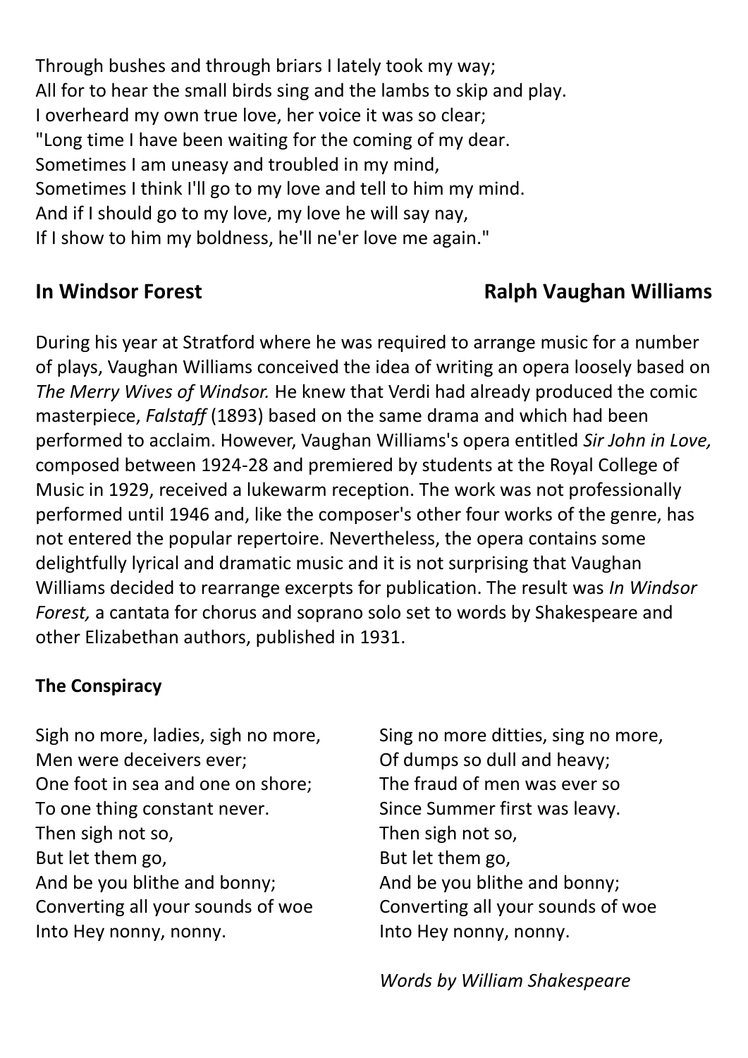Through bushes and through briars I lately took my way;
All for to hear the small birds sing and the lambs to skip and play.
I overheard my own true love, her voice it was so clear;
"Long time I have been waiting for the coming of my dear.
Sometimes I am uneasy and troubled in my mind,
Sometimes I think I'll go to my love and tell to him my mind.
And if I should go to my love, my love he will say nay,
If I show to him my boldness, he'll ne'er love me again."

## In Windsor Forest — Ralph Vaughan Williams

During his year at Stratford where he was required to arrange music for a number of plays, Vaughan Williams conceived the idea of writing an opera loosely based on *The Merry Wives of Windsor.* He knew that Verdi had already produced the comic masterpiece, *Falstaff* (1893) based on the same drama and which had been performed to acclaim. However, Vaughan Williams's opera entitled *Sir John in Love,* composed between 1924-28 and premiered by students at the Royal College of Music in 1929, received a lukewarm reception. The work was not professionally performed until 1946 and, like the composer's other four works of the genre, has not entered the popular repertoire. Nevertheless, the opera contains some delightfully lyrical and dramatic music and it is not surprising that Vaughan Williams decided to rearrange excerpts for publication. The result was *In Windsor Forest,* a cantata for chorus and soprano solo set to words by Shakespeare and other Elizabethan authors, published in 1931.

### The Conspiracy

Sigh no more, ladies, sigh no more,
Men were deceivers ever;
One foot in sea and one on shore;
To one thing constant never.
Then sigh not so,
But let them go,
And be you blithe and bonny;
Converting all your sounds of woe
Into Hey nonny, nonny.

Sing no more ditties, sing no more,
Of dumps so dull and heavy;
The fraud of men was ever so
Since Summer first was leavy.
Then sigh not so,
But let them go,
And be you blithe and bonny;
Converting all your sounds of woe
Into Hey nonny, nonny.

*Words by William Shakespeare*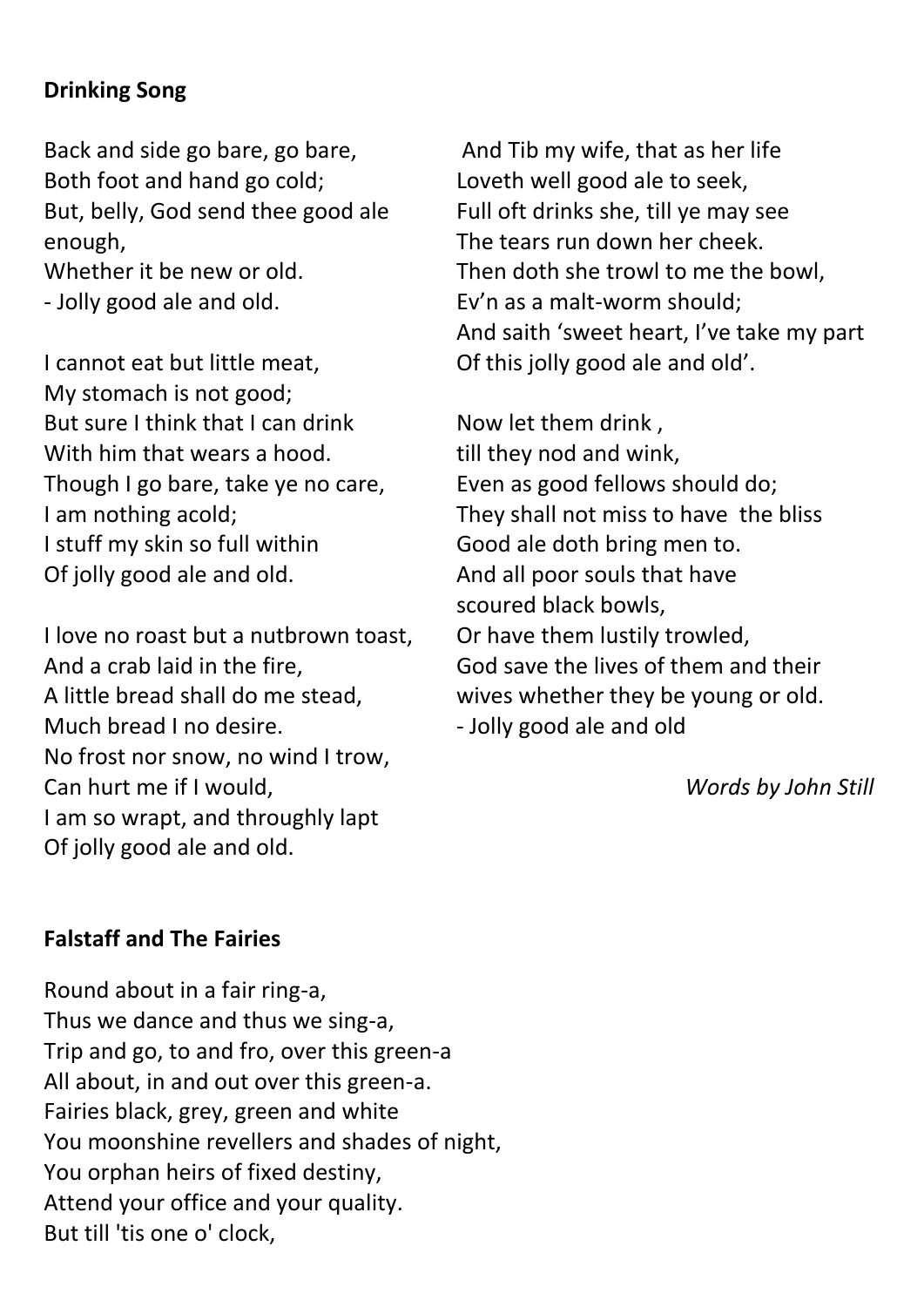**Drinking Song**

Back and side go bare, go bare,
Both foot and hand go cold;
But, belly, God send thee good ale enough,
Whether it be new or old.
- Jolly good ale and old.

I cannot eat but little meat,
My stomach is not good;
But sure I think that I can drink
With him that wears a hood.
Though I go bare, take ye no care,
I am nothing acold;
I stuff my skin so full within
Of jolly good ale and old.

I love no roast but a nutbrown toast,
And a crab laid in the fire,
A little bread shall do me stead,
Much bread I no desire.
No frost nor snow, no wind I trow,
Can hurt me if I would,
I am so wrapt, and throughly lapt
Of jolly good ale and old.

And Tib my wife, that as her life
Loveth well good ale to seek,
Full oft drinks she, till ye may see
The tears run down her cheek.
Then doth she trowl to me the bowl,
Ev'n as a malt-worm should;
And saith 'sweet heart, I've take my part
Of this jolly good ale and old'.

Now let them drink ,
till they nod and wink,
Even as good fellows should do;
They shall not miss to have the bliss
Good ale doth bring men to.
And all poor souls that have
scoured black bowls,
Or have them lustily trowled,
God save the lives of them and their
wives whether they be young or old.
- Jolly good ale and old

*Words by John Still*

**Falstaff and The Fairies**

Round about in a fair ring-a,
Thus we dance and thus we sing-a,
Trip and go, to and fro, over this green-a
All about, in and out over this green-a.
Fairies black, grey, green and white
You moonshine revellers and shades of night,
You orphan heirs of fixed destiny,
Attend your office and your quality.
But till 'tis one o' clock,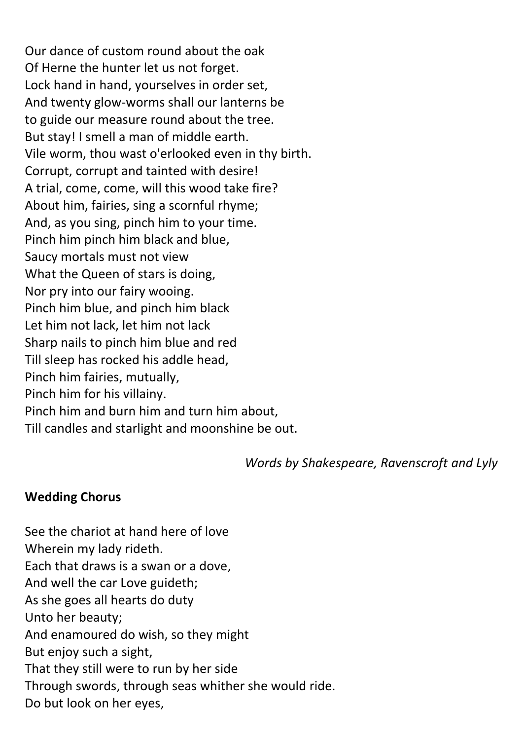Our dance of custom round about the oak
Of Herne the hunter let us not forget.
Lock hand in hand, yourselves in order set,
And twenty glow-worms shall our lanterns be
to guide our measure round about the tree.
But stay! I smell a man of middle earth.
Vile worm, thou wast o'erlooked even in thy birth.
Corrupt, corrupt and tainted with desire!
A trial, come, come, will this wood take fire?
About him, fairies, sing a scornful rhyme;
And, as you sing, pinch him to your time.
Pinch him pinch him black and blue,
Saucy mortals must not view
What the Queen of stars is doing,
Nor pry into our fairy wooing.
Pinch him blue, and pinch him black
Let him not lack, let him not lack
Sharp nails to pinch him blue and red
Till sleep has rocked his addle head,
Pinch him fairies, mutually,
Pinch him for his villainy.
Pinch him and burn him and turn him about,
Till candles and starlight and moonshine be out.

*Words by Shakespeare, Ravenscroft and Lyly*

**Wedding Chorus**

See the chariot at hand here of love
Wherein my lady rideth.
Each that draws is a swan or a dove,
And well the car Love guideth;
As she goes all hearts do duty
Unto her beauty;
And enamoured do wish, so they might
But enjoy such a sight,
That they still were to run by her side
Through swords, through seas whither she would ride.
Do but look on her eyes,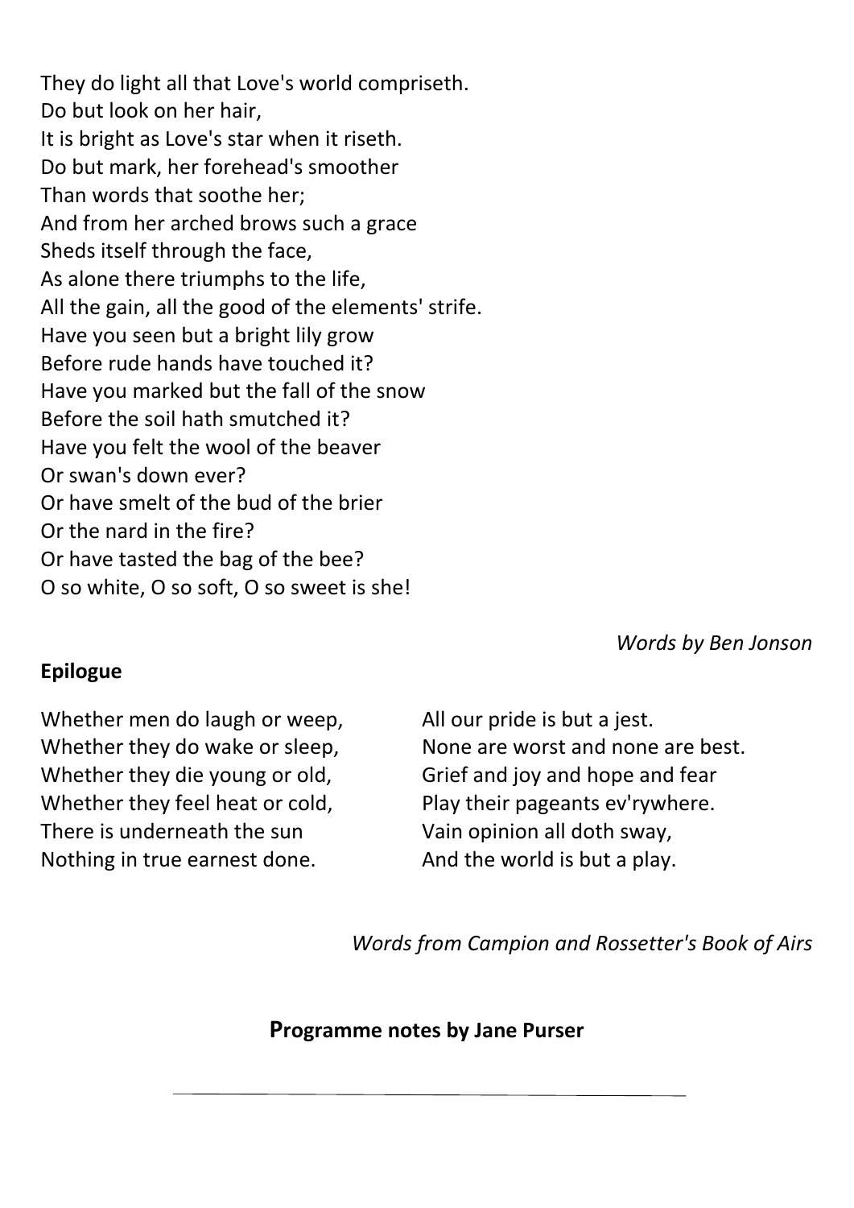They do light all that Love's world compriseth.  
Do but look on her hair,  
It is bright as Love's star when it riseth.  
Do but mark, her forehead's smoother  
Than words that soothe her;  
And from her arched brows such a grace  
Sheds itself through the face,  
As alone there triumphs to the life,  
All the gain, all the good of the elements' strife.  
Have you seen but a bright lily grow  
Before rude hands have touched it?  
Have you marked but the fall of the snow  
Before the soil hath smutched it?  
Have you felt the wool of the beaver  
Or swan's down ever?  
Or have smelt of the bud of the brier  
Or the nard in the fire?  
Or have tasted the bag of the bee?  
O so white, O so soft, O so sweet is she!

*Words by Ben Jonson*

**Epilogue**

Whether men do laugh or weep,  
Whether they do wake or sleep,  
Whether they die young or old,  
Whether they feel heat or cold,  
There is underneath the sun  
Nothing in true earnest done.

All our pride is but a jest.  
None are worst and none are best.  
Grief and joy and hope and fear  
Play their pageants ev'rywhere.  
Vain opinion all doth sway,  
And the world is but a play.

*Words from Campion and Rossetter's Book of Airs*

**Programme notes by Jane Purser**

---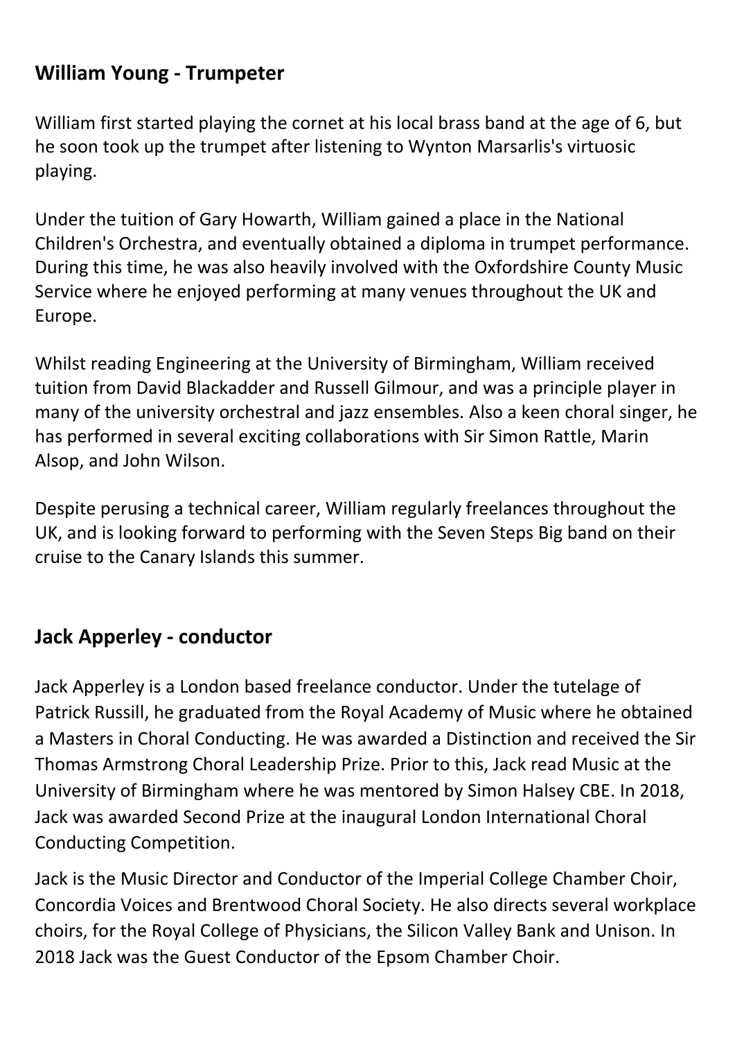## William Young - Trumpeter

William first started playing the cornet at his local brass band at the age of 6, but he soon took up the trumpet after listening to Wynton Marsarlis's virtuosic playing.

Under the tuition of Gary Howarth, William gained a place in the National Children's Orchestra, and eventually obtained a diploma in trumpet performance. During this time, he was also heavily involved with the Oxfordshire County Music Service where he enjoyed performing at many venues throughout the UK and Europe.

Whilst reading Engineering at the University of Birmingham, William received tuition from David Blackadder and Russell Gilmour, and was a principle player in many of the university orchestral and jazz ensembles. Also a keen choral singer, he has performed in several exciting collaborations with Sir Simon Rattle, Marin Alsop, and John Wilson.

Despite perusing a technical career, William regularly freelances throughout the UK, and is looking forward to performing with the Seven Steps Big band on their cruise to the Canary Islands this summer.

## Jack Apperley - conductor

Jack Apperley is a London based freelance conductor. Under the tutelage of Patrick Russill, he graduated from the Royal Academy of Music where he obtained a Masters in Choral Conducting. He was awarded a Distinction and received the Sir Thomas Armstrong Choral Leadership Prize. Prior to this, Jack read Music at the University of Birmingham where he was mentored by Simon Halsey CBE. In 2018, Jack was awarded Second Prize at the inaugural London International Choral Conducting Competition.

Jack is the Music Director and Conductor of the Imperial College Chamber Choir, Concordia Voices and Brentwood Choral Society. He also directs several workplace choirs, for the Royal College of Physicians, the Silicon Valley Bank and Unison. In 2018 Jack was the Guest Conductor of the Epsom Chamber Choir.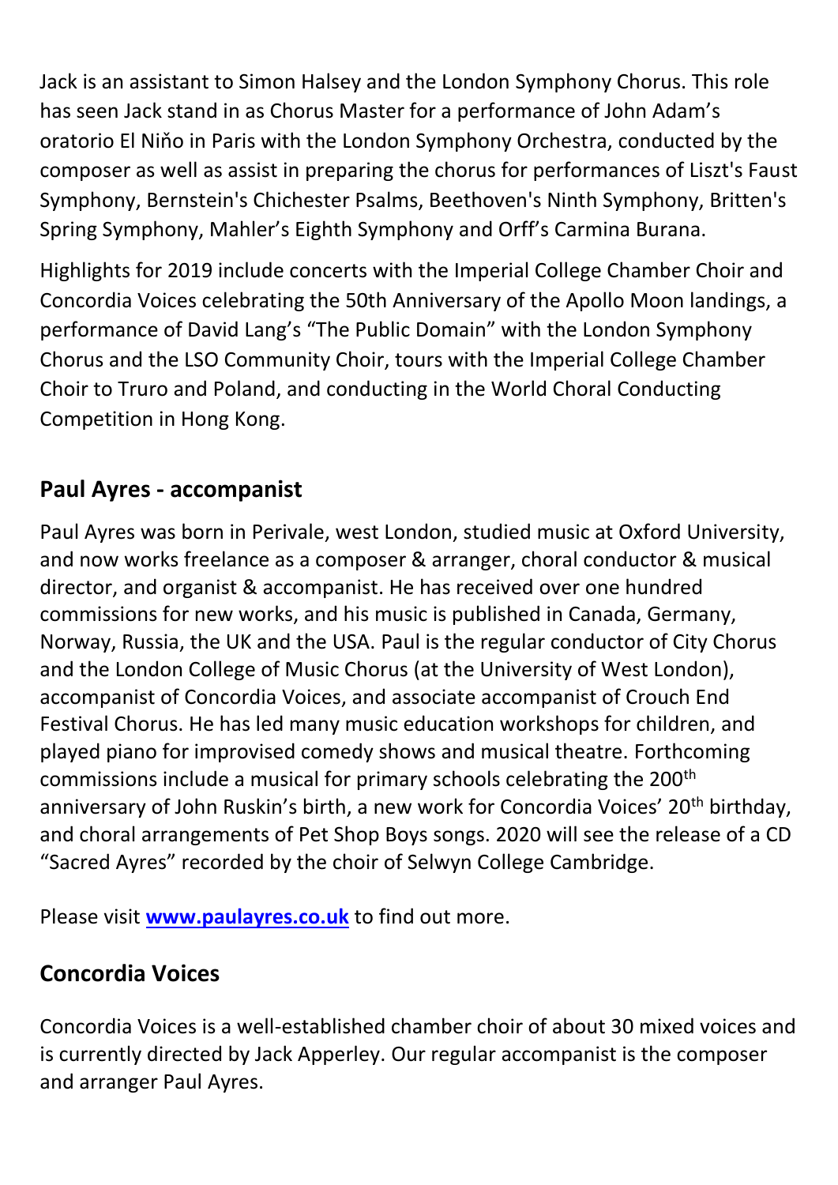Jack is an assistant to Simon Halsey and the London Symphony Chorus. This role has seen Jack stand in as Chorus Master for a performance of John Adam's oratorio El Niňo in Paris with the London Symphony Orchestra, conducted by the composer as well as assist in preparing the chorus for performances of Liszt's Faust Symphony, Bernstein's Chichester Psalms, Beethoven's Ninth Symphony, Britten's Spring Symphony, Mahler's Eighth Symphony and Orff's Carmina Burana.

Highlights for 2019 include concerts with the Imperial College Chamber Choir and Concordia Voices celebrating the 50th Anniversary of the Apollo Moon landings, a performance of David Lang's "The Public Domain" with the London Symphony Chorus and the LSO Community Choir, tours with the Imperial College Chamber Choir to Truro and Poland, and conducting in the World Choral Conducting Competition in Hong Kong.

## Paul Ayres - accompanist

Paul Ayres was born in Perivale, west London, studied music at Oxford University, and now works freelance as a composer & arranger, choral conductor & musical director, and organist & accompanist. He has received over one hundred commissions for new works, and his music is published in Canada, Germany, Norway, Russia, the UK and the USA. Paul is the regular conductor of City Chorus and the London College of Music Chorus (at the University of West London), accompanist of Concordia Voices, and associate accompanist of Crouch End Festival Chorus. He has led many music education workshops for children, and played piano for improvised comedy shows and musical theatre. Forthcoming commissions include a musical for primary schools celebrating the 200th anniversary of John Ruskin's birth, a new work for Concordia Voices' 20th birthday, and choral arrangements of Pet Shop Boys songs. 2020 will see the release of a CD "Sacred Ayres" recorded by the choir of Selwyn College Cambridge.

Please visit **www.paulayres.co.uk** to find out more.

## Concordia Voices

Concordia Voices is a well-established chamber choir of about 30 mixed voices and is currently directed by Jack Apperley. Our regular accompanist is the composer and arranger Paul Ayres.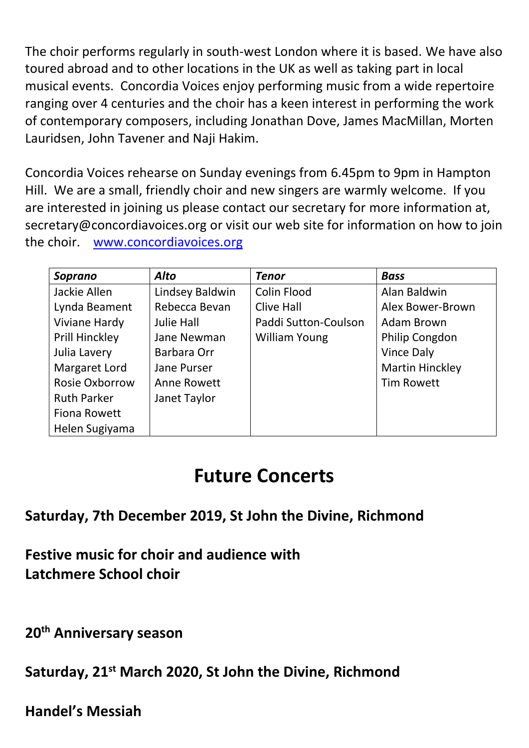The choir performs regularly in south-west London where it is based. We have also toured abroad and to other locations in the UK as well as taking part in local musical events. Concordia Voices enjoy performing music from a wide repertoire ranging over 4 centuries and the choir has a keen interest in performing the work of contemporary composers, including Jonathan Dove, James MacMillan, Morten Lauridsen, John Tavener and Naji Hakim.

Concordia Voices rehearse on Sunday evenings from 6.45pm to 9pm in Hampton Hill. We are a small, friendly choir and new singers are warmly welcome. If you are interested in joining us please contact our secretary for more information at, secretary@concordiavoices.org or visit our web site for information on how to join the choir. [www.concordiavoices.org](www.concordiavoices.org)

| ***Soprano*** | ***Alto*** | ***Tenor*** | ***Bass*** |
|---|---|---|---|
| Jackie Allen | Lindsey Baldwin | Colin Flood | Alan Baldwin |
| Lynda Beament | Rebecca Bevan | Clive Hall | Alex Bower-Brown |
| Viviane Hardy | Julie Hall | Paddi Sutton-Coulson | Adam Brown |
| Prill Hinckley | Jane Newman | William Young | Philip Congdon |
| Julia Lavery | Barbara Orr | | Vince Daly |
| Margaret Lord | Jane Purser | | Martin Hinckley |
| Rosie Oxborrow | Anne Rowett | | Tim Rowett |
| Ruth Parker | Janet Taylor | | |
| Fiona Rowett | | | |
| Helen Sugiyama | | | |

# Future Concerts

**Saturday, 7th December 2019, St John the Divine, Richmond**

**Festive music for choir and audience with**
**Latchmere School choir**

**20th Anniversary season**

**Saturday, 21st March 2020, St John the Divine, Richmond**

**Handel's Messiah**